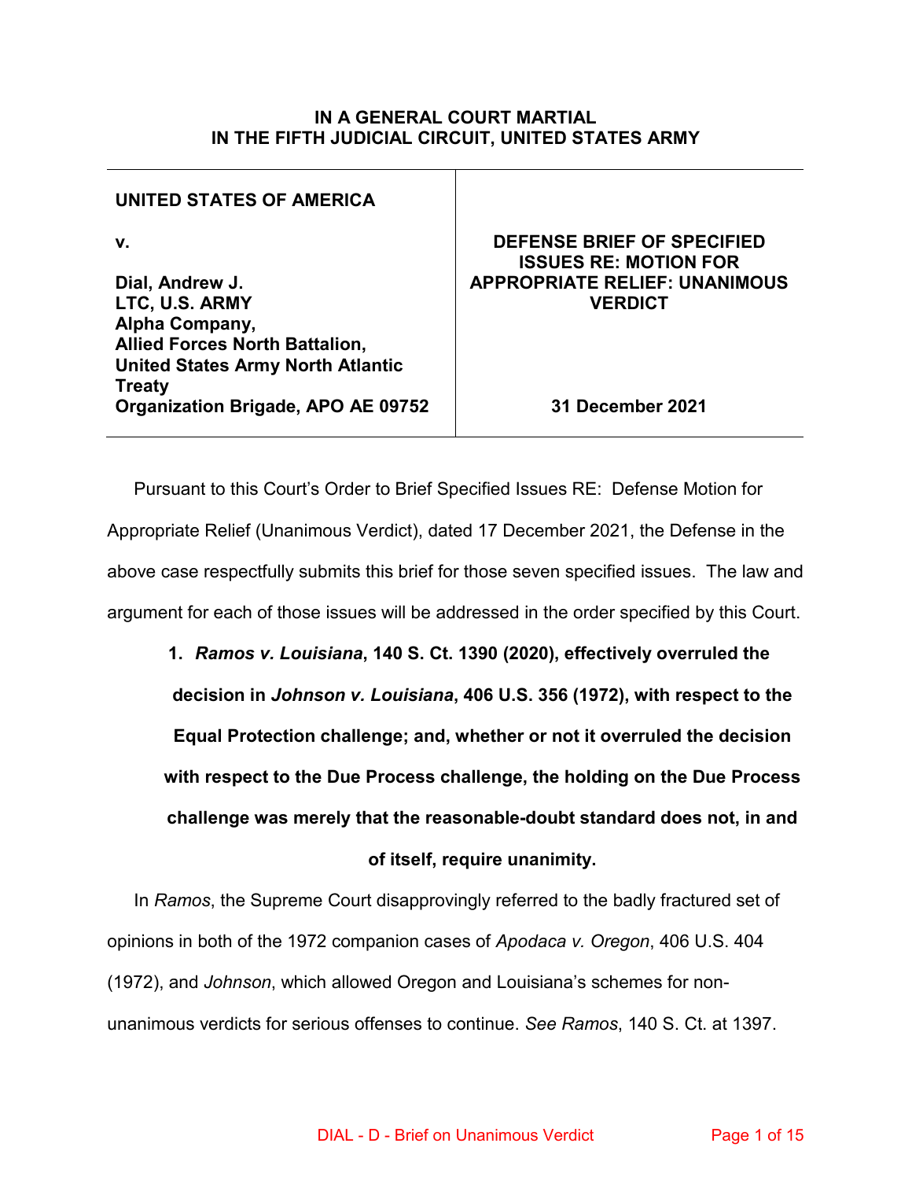**IN A GENERAL COURT MARTIAL**
**IN THE FIFTH JUDICIAL CIRCUIT, UNITED STATES ARMY**

| | |
|---|---|
| **UNITED STATES OF AMERICA**<br><br>**v.**<br><br>**Dial, Andrew J.**<br>**LTC, U.S. ARMY**<br>**Alpha Company,**<br>**Allied Forces North Battalion,**<br>**United States Army North Atlantic Treaty**<br>**Organization Brigade, APO AE 09752** | **DEFENSE BRIEF OF SPECIFIED ISSUES RE: MOTION FOR APPROPRIATE RELIEF: UNANIMOUS VERDICT**<br><br>**31 December 2021** |

Pursuant to this Court's Order to Brief Specified Issues RE: Defense Motion for Appropriate Relief (Unanimous Verdict), dated 17 December 2021, the Defense in the above case respectfully submits this brief for those seven specified issues. The law and argument for each of those issues will be addressed in the order specified by this Court.

**1. *Ramos v. Louisiana*, 140 S. Ct. 1390 (2020), effectively overruled the decision in *Johnson v. Louisiana*, 406 U.S. 356 (1972), with respect to the Equal Protection challenge; and, whether or not it overruled the decision with respect to the Due Process challenge, the holding on the Due Process challenge was merely that the reasonable-doubt standard does not, in and of itself, require unanimity.**

In *Ramos*, the Supreme Court disapprovingly referred to the badly fractured set of opinions in both of the 1972 companion cases of *Apodaca v. Oregon*, 406 U.S. 404 (1972), and *Johnson*, which allowed Oregon and Louisiana's schemes for non-unanimous verdicts for serious offenses to continue. *See Ramos*, 140 S. Ct. at 1397.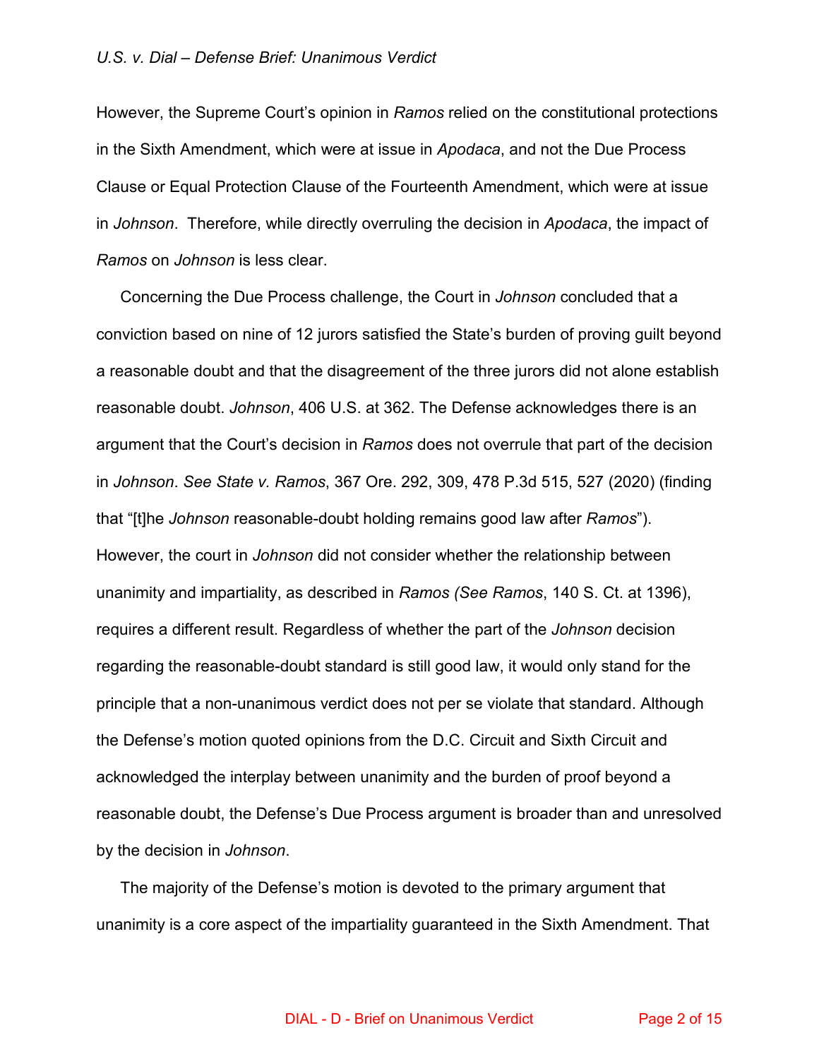However, the Supreme Court's opinion in *Ramos* relied on the constitutional protections in the Sixth Amendment, which were at issue in *Apodaca*, and not the Due Process Clause or Equal Protection Clause of the Fourteenth Amendment, which were at issue in *Johnson*. Therefore, while directly overruling the decision in *Apodaca*, the impact of *Ramos* on *Johnson* is less clear.

Concerning the Due Process challenge, the Court in *Johnson* concluded that a conviction based on nine of 12 jurors satisfied the State's burden of proving guilt beyond a reasonable doubt and that the disagreement of the three jurors did not alone establish reasonable doubt. *Johnson*, 406 U.S. at 362. The Defense acknowledges there is an argument that the Court's decision in *Ramos* does not overrule that part of the decision in *Johnson*. *See State v. Ramos*, 367 Ore. 292, 309, 478 P.3d 515, 527 (2020) (finding that "[t]he *Johnson* reasonable-doubt holding remains good law after *Ramos*"). However, the court in *Johnson* did not consider whether the relationship between unanimity and impartiality, as described in *Ramos (See Ramos*, 140 S. Ct. at 1396), requires a different result. Regardless of whether the part of the *Johnson* decision regarding the reasonable-doubt standard is still good law, it would only stand for the principle that a non-unanimous verdict does not per se violate that standard. Although the Defense's motion quoted opinions from the D.C. Circuit and Sixth Circuit and acknowledged the interplay between unanimity and the burden of proof beyond a reasonable doubt, the Defense's Due Process argument is broader than and unresolved by the decision in *Johnson*.

The majority of the Defense's motion is devoted to the primary argument that unanimity is a core aspect of the impartiality guaranteed in the Sixth Amendment. That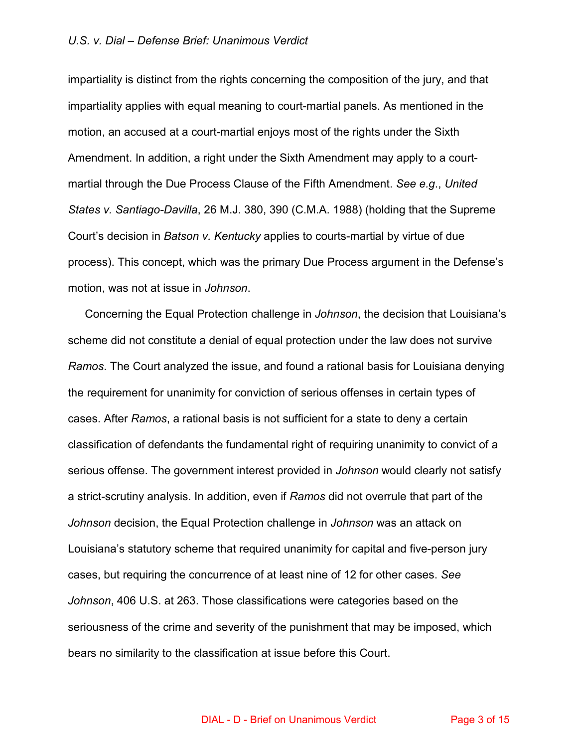impartiality is distinct from the rights concerning the composition of the jury, and that impartiality applies with equal meaning to court-martial panels. As mentioned in the motion, an accused at a court-martial enjoys most of the rights under the Sixth Amendment. In addition, a right under the Sixth Amendment may apply to a court-martial through the Due Process Clause of the Fifth Amendment. *See e.g.*, *United States v. Santiago-Davilla*, 26 M.J. 380, 390 (C.M.A. 1988) (holding that the Supreme Court's decision in *Batson v. Kentucky* applies to courts-martial by virtue of due process). This concept, which was the primary Due Process argument in the Defense's motion, was not at issue in *Johnson*.

Concerning the Equal Protection challenge in *Johnson*, the decision that Louisiana's scheme did not constitute a denial of equal protection under the law does not survive *Ramos*. The Court analyzed the issue, and found a rational basis for Louisiana denying the requirement for unanimity for conviction of serious offenses in certain types of cases. After *Ramos*, a rational basis is not sufficient for a state to deny a certain classification of defendants the fundamental right of requiring unanimity to convict of a serious offense. The government interest provided in *Johnson* would clearly not satisfy a strict-scrutiny analysis. In addition, even if *Ramos* did not overrule that part of the *Johnson* decision, the Equal Protection challenge in *Johnson* was an attack on Louisiana's statutory scheme that required unanimity for capital and five-person jury cases, but requiring the concurrence of at least nine of 12 for other cases. *See Johnson*, 406 U.S. at 263. Those classifications were categories based on the seriousness of the crime and severity of the punishment that may be imposed, which bears no similarity to the classification at issue before this Court.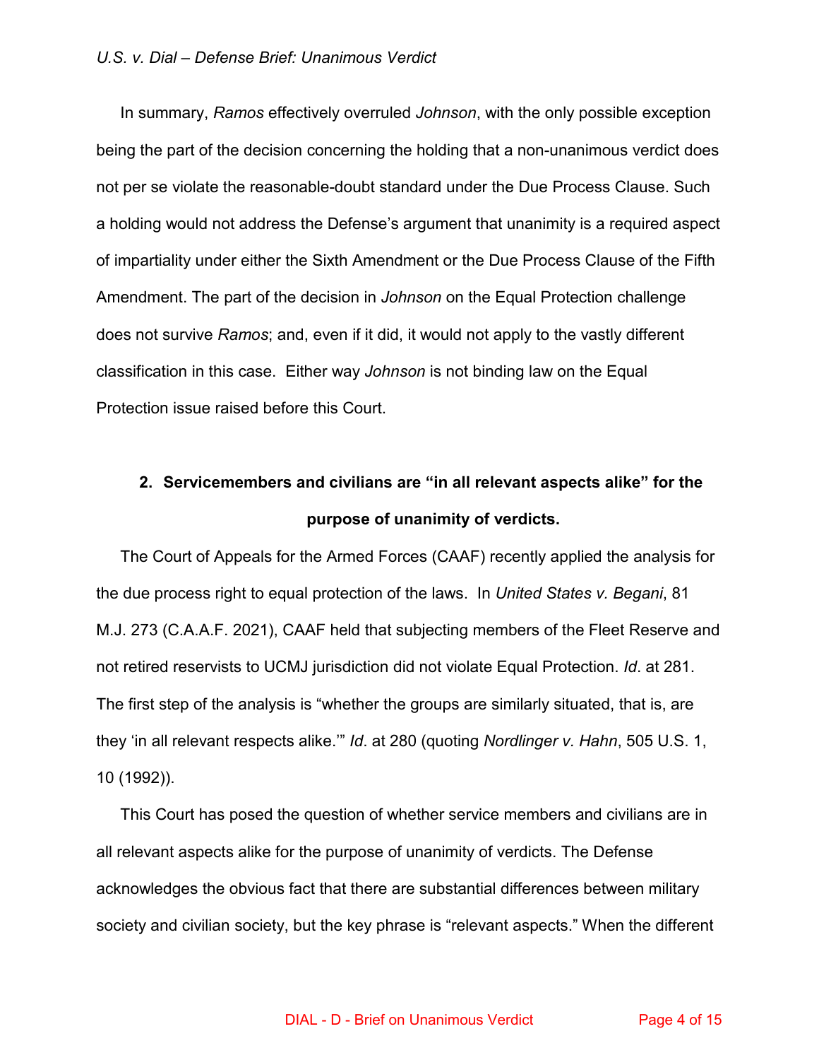In summary, *Ramos* effectively overruled *Johnson*, with the only possible exception being the part of the decision concerning the holding that a non-unanimous verdict does not per se violate the reasonable-doubt standard under the Due Process Clause. Such a holding would not address the Defense's argument that unanimity is a required aspect of impartiality under either the Sixth Amendment or the Due Process Clause of the Fifth Amendment. The part of the decision in *Johnson* on the Equal Protection challenge does not survive *Ramos*; and, even if it did, it would not apply to the vastly different classification in this case. Either way *Johnson* is not binding law on the Equal Protection issue raised before this Court.

### 2. Servicemembers and civilians are "in all relevant aspects alike" for the purpose of unanimity of verdicts.

The Court of Appeals for the Armed Forces (CAAF) recently applied the analysis for the due process right to equal protection of the laws. In *United States v. Begani*, 81 M.J. 273 (C.A.A.F. 2021), CAAF held that subjecting members of the Fleet Reserve and not retired reservists to UCMJ jurisdiction did not violate Equal Protection. *Id*. at 281. The first step of the analysis is "whether the groups are similarly situated, that is, are they 'in all relevant respects alike.'" *Id*. at 280 (quoting *Nordlinger v. Hahn*, 505 U.S. 1, 10 (1992)).

This Court has posed the question of whether service members and civilians are in all relevant aspects alike for the purpose of unanimity of verdicts. The Defense acknowledges the obvious fact that there are substantial differences between military society and civilian society, but the key phrase is "relevant aspects." When the different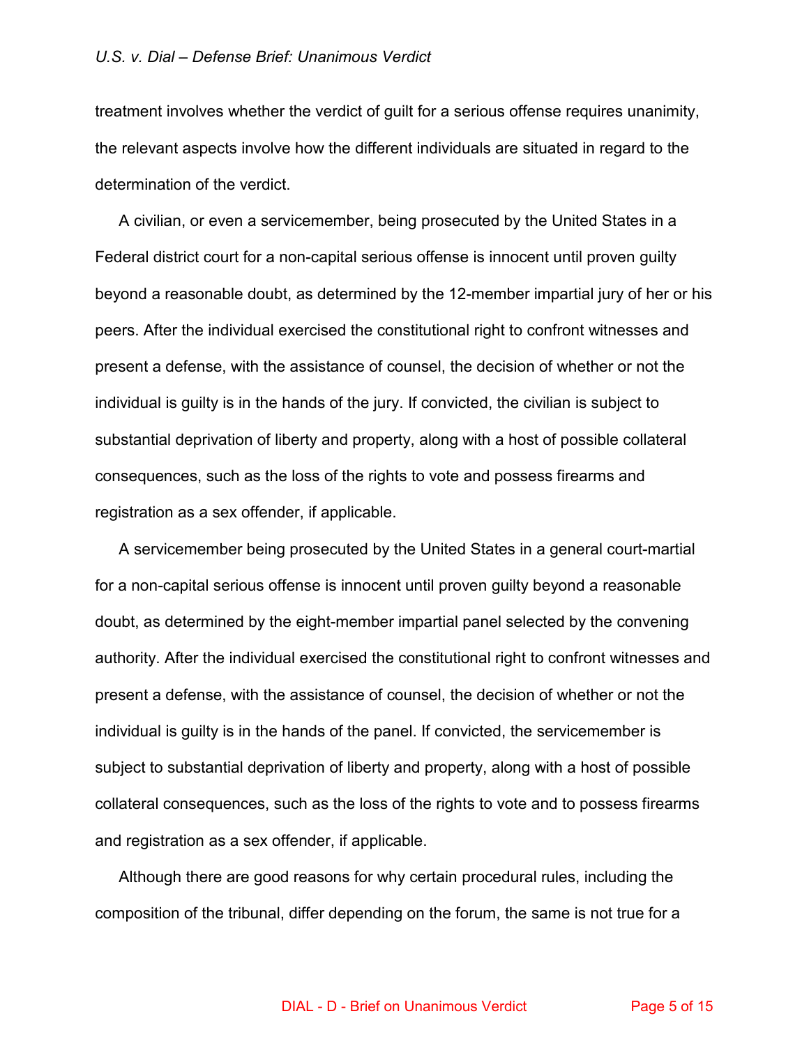treatment involves whether the verdict of guilt for a serious offense requires unanimity, the relevant aspects involve how the different individuals are situated in regard to the determination of the verdict.

A civilian, or even a servicemember, being prosecuted by the United States in a Federal district court for a non-capital serious offense is innocent until proven guilty beyond a reasonable doubt, as determined by the 12-member impartial jury of her or his peers. After the individual exercised the constitutional right to confront witnesses and present a defense, with the assistance of counsel, the decision of whether or not the individual is guilty is in the hands of the jury. If convicted, the civilian is subject to substantial deprivation of liberty and property, along with a host of possible collateral consequences, such as the loss of the rights to vote and possess firearms and registration as a sex offender, if applicable.

A servicemember being prosecuted by the United States in a general court-martial for a non-capital serious offense is innocent until proven guilty beyond a reasonable doubt, as determined by the eight-member impartial panel selected by the convening authority. After the individual exercised the constitutional right to confront witnesses and present a defense, with the assistance of counsel, the decision of whether or not the individual is guilty is in the hands of the panel. If convicted, the servicemember is subject to substantial deprivation of liberty and property, along with a host of possible collateral consequences, such as the loss of the rights to vote and to possess firearms and registration as a sex offender, if applicable.

Although there are good reasons for why certain procedural rules, including the composition of the tribunal, differ depending on the forum, the same is not true for a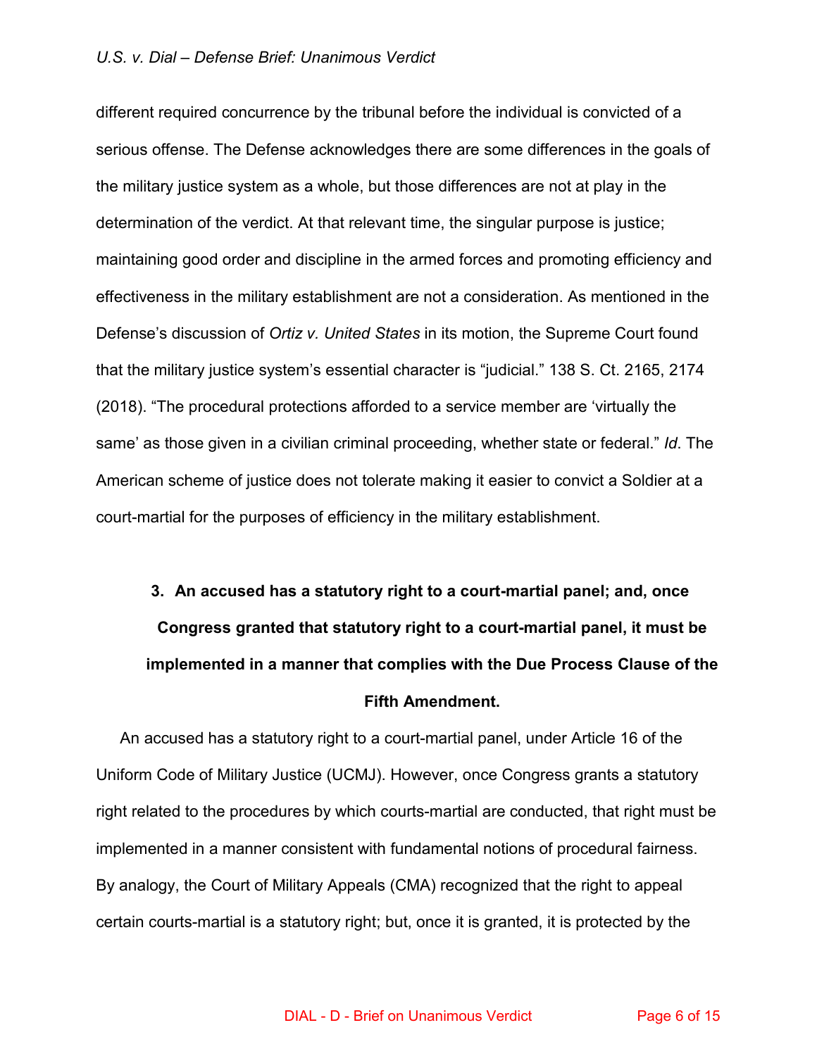different required concurrence by the tribunal before the individual is convicted of a serious offense. The Defense acknowledges there are some differences in the goals of the military justice system as a whole, but those differences are not at play in the determination of the verdict. At that relevant time, the singular purpose is justice; maintaining good order and discipline in the armed forces and promoting efficiency and effectiveness in the military establishment are not a consideration. As mentioned in the Defense's discussion of *Ortiz v. United States* in its motion, the Supreme Court found that the military justice system's essential character is "judicial." 138 S. Ct. 2165, 2174 (2018). "The procedural protections afforded to a service member are 'virtually the same' as those given in a civilian criminal proceeding, whether state or federal." *Id*. The American scheme of justice does not tolerate making it easier to convict a Soldier at a court-martial for the purposes of efficiency in the military establishment.

### 3. An accused has a statutory right to a court-martial panel; and, once Congress granted that statutory right to a court-martial panel, it must be implemented in a manner that complies with the Due Process Clause of the Fifth Amendment.

An accused has a statutory right to a court-martial panel, under Article 16 of the Uniform Code of Military Justice (UCMJ). However, once Congress grants a statutory right related to the procedures by which courts-martial are conducted, that right must be implemented in a manner consistent with fundamental notions of procedural fairness. By analogy, the Court of Military Appeals (CMA) recognized that the right to appeal certain courts-martial is a statutory right; but, once it is granted, it is protected by the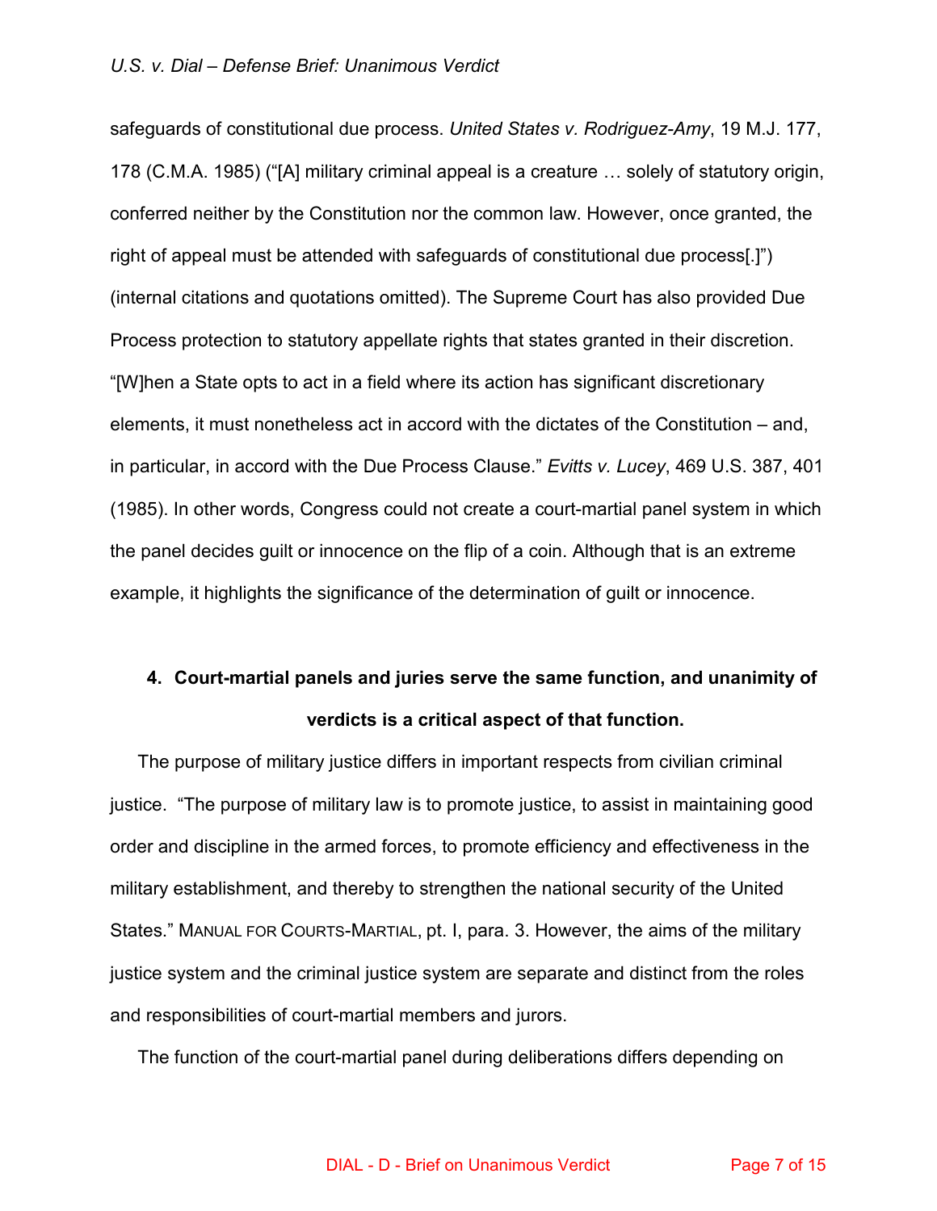safeguards of constitutional due process. *United States v. Rodriguez-Amy*, 19 M.J. 177, 178 (C.M.A. 1985) ("[A] military criminal appeal is a creature … solely of statutory origin, conferred neither by the Constitution nor the common law. However, once granted, the right of appeal must be attended with safeguards of constitutional due process[.]") (internal citations and quotations omitted). The Supreme Court has also provided Due Process protection to statutory appellate rights that states granted in their discretion. "[W]hen a State opts to act in a field where its action has significant discretionary elements, it must nonetheless act in accord with the dictates of the Constitution – and, in particular, in accord with the Due Process Clause." *Evitts v. Lucey*, 469 U.S. 387, 401 (1985). In other words, Congress could not create a court-martial panel system in which the panel decides guilt or innocence on the flip of a coin. Although that is an extreme example, it highlights the significance of the determination of guilt or innocence.

**4. Court-martial panels and juries serve the same function, and unanimity of verdicts is a critical aspect of that function.**

The purpose of military justice differs in important respects from civilian criminal justice. "The purpose of military law is to promote justice, to assist in maintaining good order and discipline in the armed forces, to promote efficiency and effectiveness in the military establishment, and thereby to strengthen the national security of the United States." MANUAL FOR COURTS-MARTIAL, pt. I, para. 3. However, the aims of the military justice system and the criminal justice system are separate and distinct from the roles and responsibilities of court-martial members and jurors.

The function of the court-martial panel during deliberations differs depending on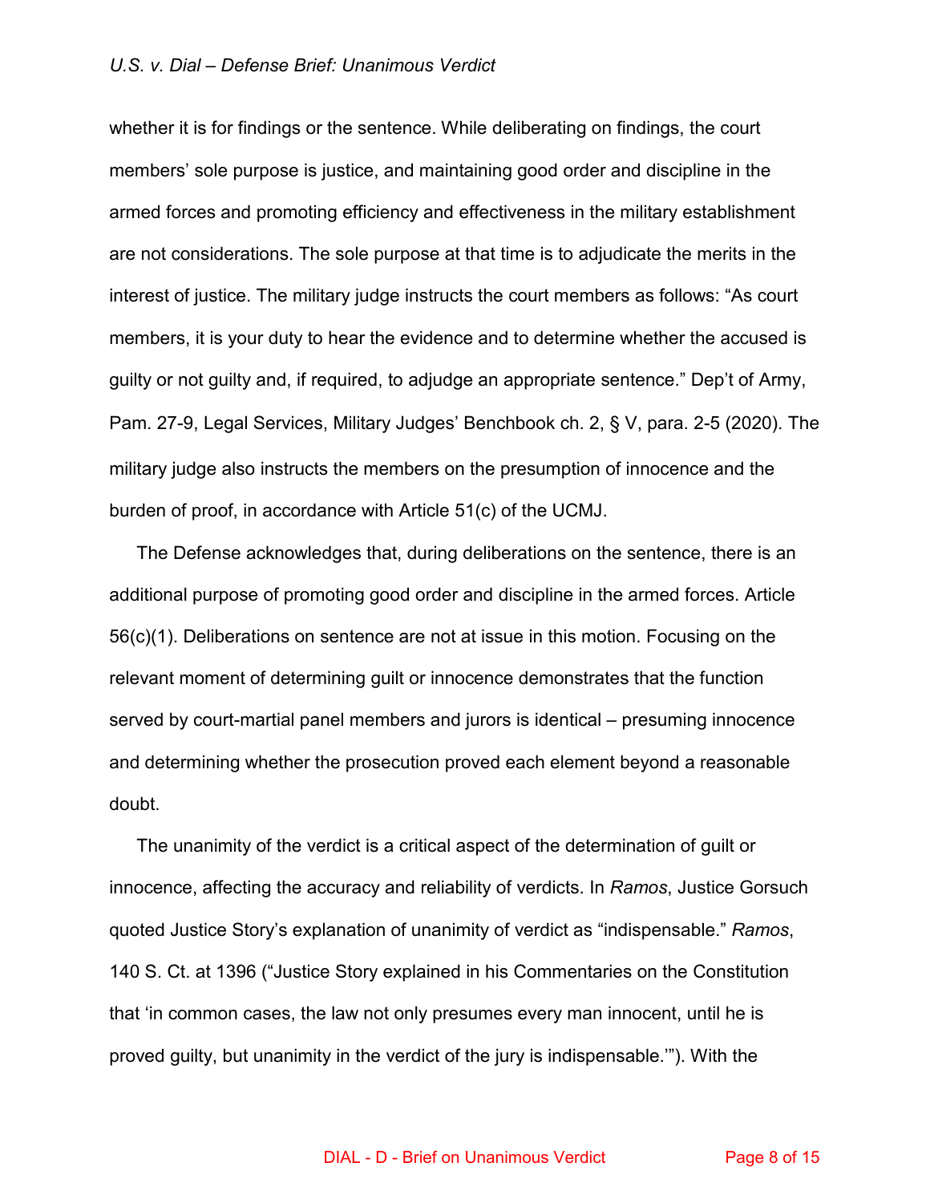whether it is for findings or the sentence. While deliberating on findings, the court members' sole purpose is justice, and maintaining good order and discipline in the armed forces and promoting efficiency and effectiveness in the military establishment are not considerations. The sole purpose at that time is to adjudicate the merits in the interest of justice. The military judge instructs the court members as follows: "As court members, it is your duty to hear the evidence and to determine whether the accused is guilty or not guilty and, if required, to adjudge an appropriate sentence." Dep't of Army, Pam. 27-9, Legal Services, Military Judges' Benchbook ch. 2, § V, para. 2-5 (2020). The military judge also instructs the members on the presumption of innocence and the burden of proof, in accordance with Article 51(c) of the UCMJ.

The Defense acknowledges that, during deliberations on the sentence, there is an additional purpose of promoting good order and discipline in the armed forces. Article 56(c)(1). Deliberations on sentence are not at issue in this motion. Focusing on the relevant moment of determining guilt or innocence demonstrates that the function served by court-martial panel members and jurors is identical – presuming innocence and determining whether the prosecution proved each element beyond a reasonable doubt.

The unanimity of the verdict is a critical aspect of the determination of guilt or innocence, affecting the accuracy and reliability of verdicts. In *Ramos*, Justice Gorsuch quoted Justice Story's explanation of unanimity of verdict as "indispensable." *Ramos*, 140 S. Ct. at 1396 ("Justice Story explained in his Commentaries on the Constitution that 'in common cases, the law not only presumes every man innocent, until he is proved guilty, but unanimity in the verdict of the jury is indispensable.'"). With the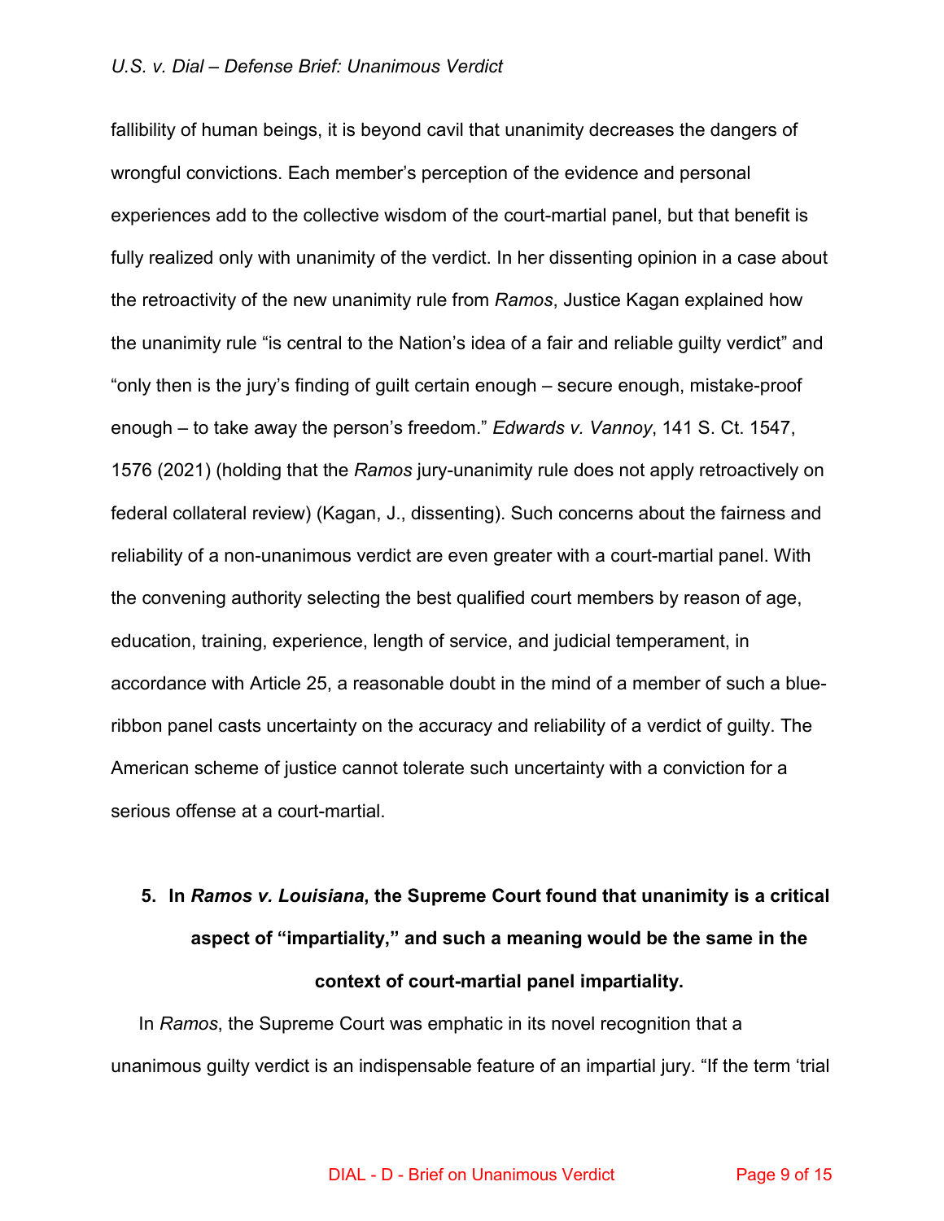fallibility of human beings, it is beyond cavil that unanimity decreases the dangers of wrongful convictions. Each member's perception of the evidence and personal experiences add to the collective wisdom of the court-martial panel, but that benefit is fully realized only with unanimity of the verdict. In her dissenting opinion in a case about the retroactivity of the new unanimity rule from *Ramos*, Justice Kagan explained how the unanimity rule "is central to the Nation's idea of a fair and reliable guilty verdict" and "only then is the jury's finding of guilt certain enough – secure enough, mistake-proof enough – to take away the person's freedom." *Edwards v. Vannoy*, 141 S. Ct. 1547, 1576 (2021) (holding that the *Ramos* jury-unanimity rule does not apply retroactively on federal collateral review) (Kagan, J., dissenting). Such concerns about the fairness and reliability of a non-unanimous verdict are even greater with a court-martial panel. With the convening authority selecting the best qualified court members by reason of age, education, training, experience, length of service, and judicial temperament, in accordance with Article 25, a reasonable doubt in the mind of a member of such a blue-ribbon panel casts uncertainty on the accuracy and reliability of a verdict of guilty. The American scheme of justice cannot tolerate such uncertainty with a conviction for a serious offense at a court-martial.

**5. In *Ramos v. Louisiana*, the Supreme Court found that unanimity is a critical aspect of "impartiality," and such a meaning would be the same in the context of court-martial panel impartiality.**

In *Ramos*, the Supreme Court was emphatic in its novel recognition that a unanimous guilty verdict is an indispensable feature of an impartial jury. "If the term 'trial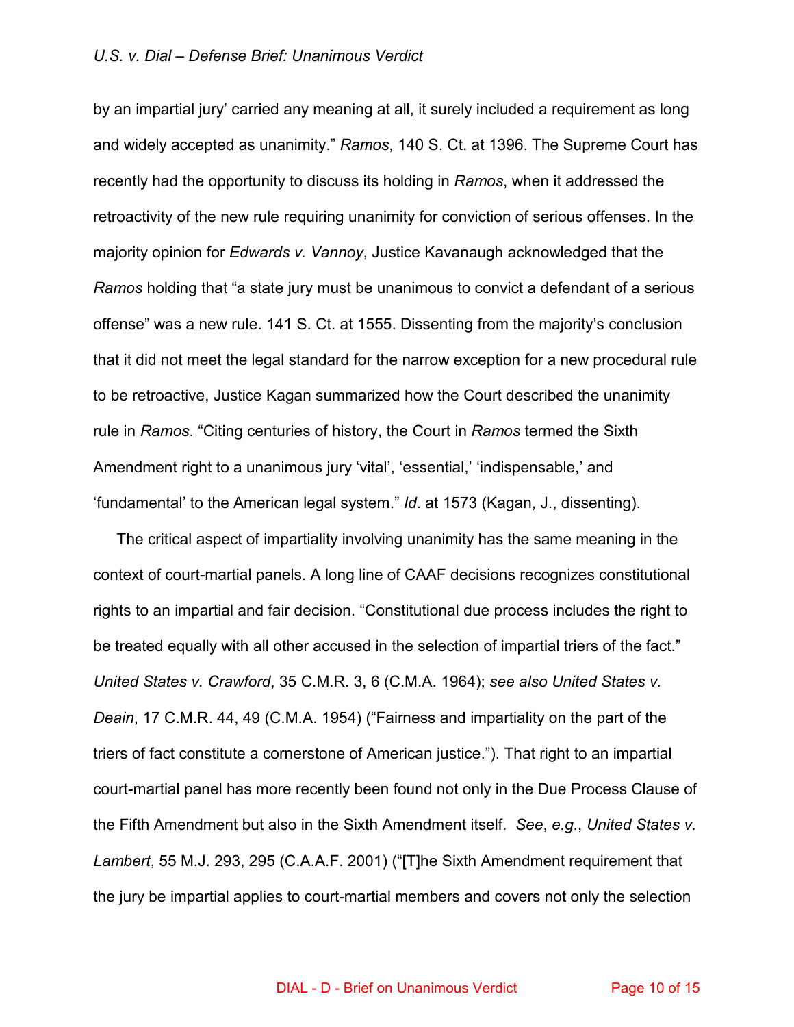by an impartial jury' carried any meaning at all, it surely included a requirement as long and widely accepted as unanimity." *Ramos*, 140 S. Ct. at 1396. The Supreme Court has recently had the opportunity to discuss its holding in *Ramos*, when it addressed the retroactivity of the new rule requiring unanimity for conviction of serious offenses. In the majority opinion for *Edwards v. Vannoy*, Justice Kavanaugh acknowledged that the *Ramos* holding that "a state jury must be unanimous to convict a defendant of a serious offense" was a new rule. 141 S. Ct. at 1555. Dissenting from the majority's conclusion that it did not meet the legal standard for the narrow exception for a new procedural rule to be retroactive, Justice Kagan summarized how the Court described the unanimity rule in *Ramos*. "Citing centuries of history, the Court in *Ramos* termed the Sixth Amendment right to a unanimous jury 'vital', 'essential,' 'indispensable,' and 'fundamental' to the American legal system." *Id*. at 1573 (Kagan, J., dissenting).

The critical aspect of impartiality involving unanimity has the same meaning in the context of court-martial panels. A long line of CAAF decisions recognizes constitutional rights to an impartial and fair decision. "Constitutional due process includes the right to be treated equally with all other accused in the selection of impartial triers of the fact." *United States v. Crawford*, 35 C.M.R. 3, 6 (C.M.A. 1964); *see also United States v. Deain*, 17 C.M.R. 44, 49 (C.M.A. 1954) ("Fairness and impartiality on the part of the triers of fact constitute a cornerstone of American justice."). That right to an impartial court-martial panel has more recently been found not only in the Due Process Clause of the Fifth Amendment but also in the Sixth Amendment itself. *See*, *e.g.*, *United States v. Lambert*, 55 M.J. 293, 295 (C.A.A.F. 2001) ("[T]he Sixth Amendment requirement that the jury be impartial applies to court-martial members and covers not only the selection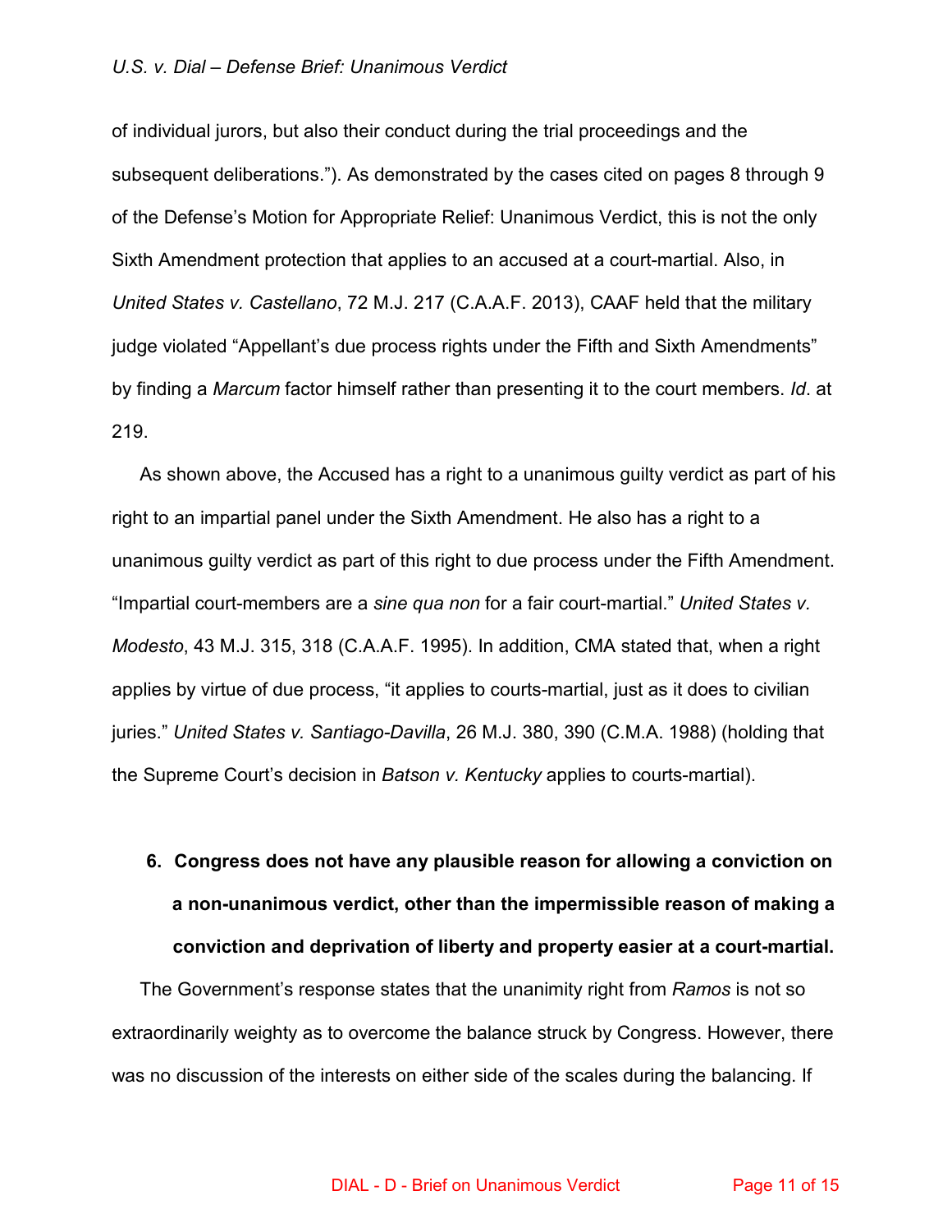of individual jurors, but also their conduct during the trial proceedings and the subsequent deliberations."). As demonstrated by the cases cited on pages 8 through 9 of the Defense's Motion for Appropriate Relief: Unanimous Verdict, this is not the only Sixth Amendment protection that applies to an accused at a court-martial. Also, in *United States v. Castellano*, 72 M.J. 217 (C.A.A.F. 2013), CAAF held that the military judge violated "Appellant's due process rights under the Fifth and Sixth Amendments" by finding a *Marcum* factor himself rather than presenting it to the court members. *Id*. at 219.

As shown above, the Accused has a right to a unanimous guilty verdict as part of his right to an impartial panel under the Sixth Amendment. He also has a right to a unanimous guilty verdict as part of this right to due process under the Fifth Amendment. "Impartial court-members are a *sine qua non* for a fair court-martial." *United States v. Modesto*, 43 M.J. 315, 318 (C.A.A.F. 1995). In addition, CMA stated that, when a right applies by virtue of due process, "it applies to courts-martial, just as it does to civilian juries." *United States v. Santiago-Davilla*, 26 M.J. 380, 390 (C.M.A. 1988) (holding that the Supreme Court's decision in *Batson v. Kentucky* applies to courts-martial).

**6. Congress does not have any plausible reason for allowing a conviction on a non-unanimous verdict, other than the impermissible reason of making a conviction and deprivation of liberty and property easier at a court-martial.**

The Government's response states that the unanimity right from *Ramos* is not so extraordinarily weighty as to overcome the balance struck by Congress. However, there was no discussion of the interests on either side of the scales during the balancing. If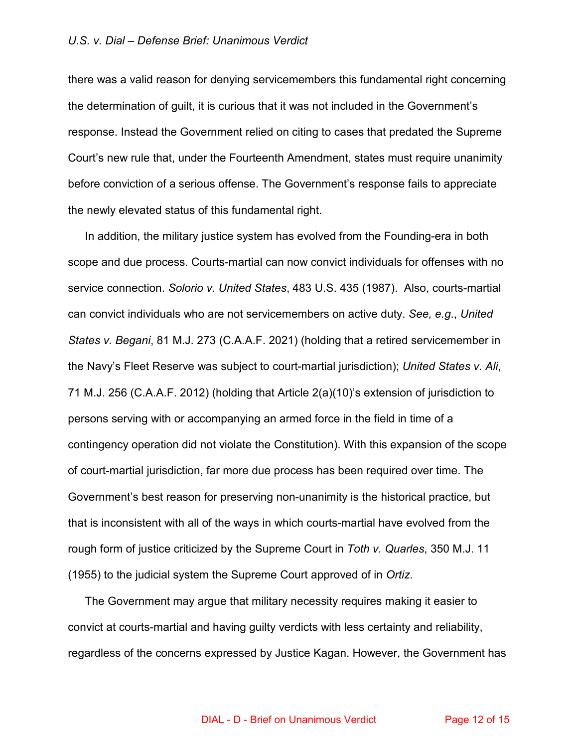there was a valid reason for denying servicemembers this fundamental right concerning the determination of guilt, it is curious that it was not included in the Government's response. Instead the Government relied on citing to cases that predated the Supreme Court's new rule that, under the Fourteenth Amendment, states must require unanimity before conviction of a serious offense. The Government's response fails to appreciate the newly elevated status of this fundamental right.

In addition, the military justice system has evolved from the Founding-era in both scope and due process. Courts-martial can now convict individuals for offenses with no service connection. *Solorio v. United States*, 483 U.S. 435 (1987). Also, courts-martial can convict individuals who are not servicemembers on active duty. *See, e.g.*, *United States v. Begani*, 81 M.J. 273 (C.A.A.F. 2021) (holding that a retired servicemember in the Navy's Fleet Reserve was subject to court-martial jurisdiction); *United States v. Ali*, 71 M.J. 256 (C.A.A.F. 2012) (holding that Article 2(a)(10)'s extension of jurisdiction to persons serving with or accompanying an armed force in the field in time of a contingency operation did not violate the Constitution). With this expansion of the scope of court-martial jurisdiction, far more due process has been required over time. The Government's best reason for preserving non-unanimity is the historical practice, but that is inconsistent with all of the ways in which courts-martial have evolved from the rough form of justice criticized by the Supreme Court in *Toth v. Quarles*, 350 M.J. 11 (1955) to the judicial system the Supreme Court approved of in *Ortiz*.

The Government may argue that military necessity requires making it easier to convict at courts-martial and having guilty verdicts with less certainty and reliability, regardless of the concerns expressed by Justice Kagan. However, the Government has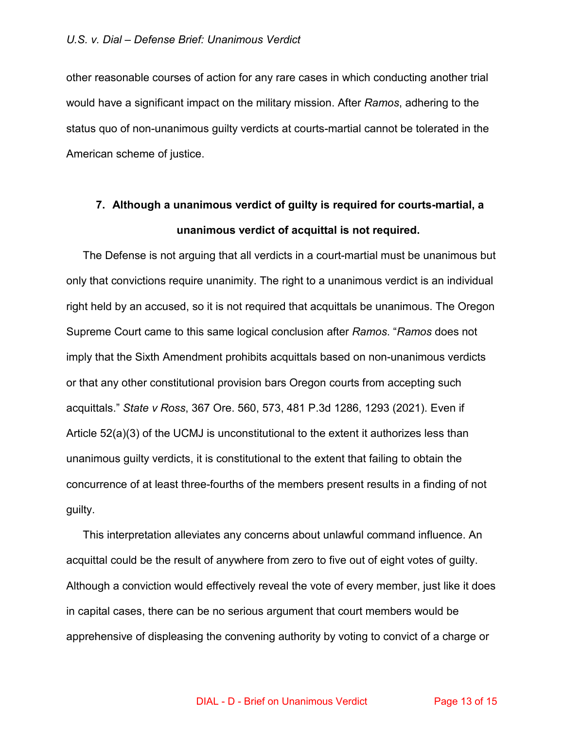other reasonable courses of action for any rare cases in which conducting another trial would have a significant impact on the military mission. After *Ramos*, adhering to the status quo of non-unanimous guilty verdicts at courts-martial cannot be tolerated in the American scheme of justice.

## 7. Although a unanimous verdict of guilty is required for courts-martial, a unanimous verdict of acquittal is not required.

The Defense is not arguing that all verdicts in a court-martial must be unanimous but only that convictions require unanimity. The right to a unanimous verdict is an individual right held by an accused, so it is not required that acquittals be unanimous. The Oregon Supreme Court came to this same logical conclusion after *Ramos*. "*Ramos* does not imply that the Sixth Amendment prohibits acquittals based on non-unanimous verdicts or that any other constitutional provision bars Oregon courts from accepting such acquittals." *State v Ross*, 367 Ore. 560, 573, 481 P.3d 1286, 1293 (2021). Even if Article 52(a)(3) of the UCMJ is unconstitutional to the extent it authorizes less than unanimous guilty verdicts, it is constitutional to the extent that failing to obtain the concurrence of at least three-fourths of the members present results in a finding of not guilty.

This interpretation alleviates any concerns about unlawful command influence. An acquittal could be the result of anywhere from zero to five out of eight votes of guilty. Although a conviction would effectively reveal the vote of every member, just like it does in capital cases, there can be no serious argument that court members would be apprehensive of displeasing the convening authority by voting to convict of a charge or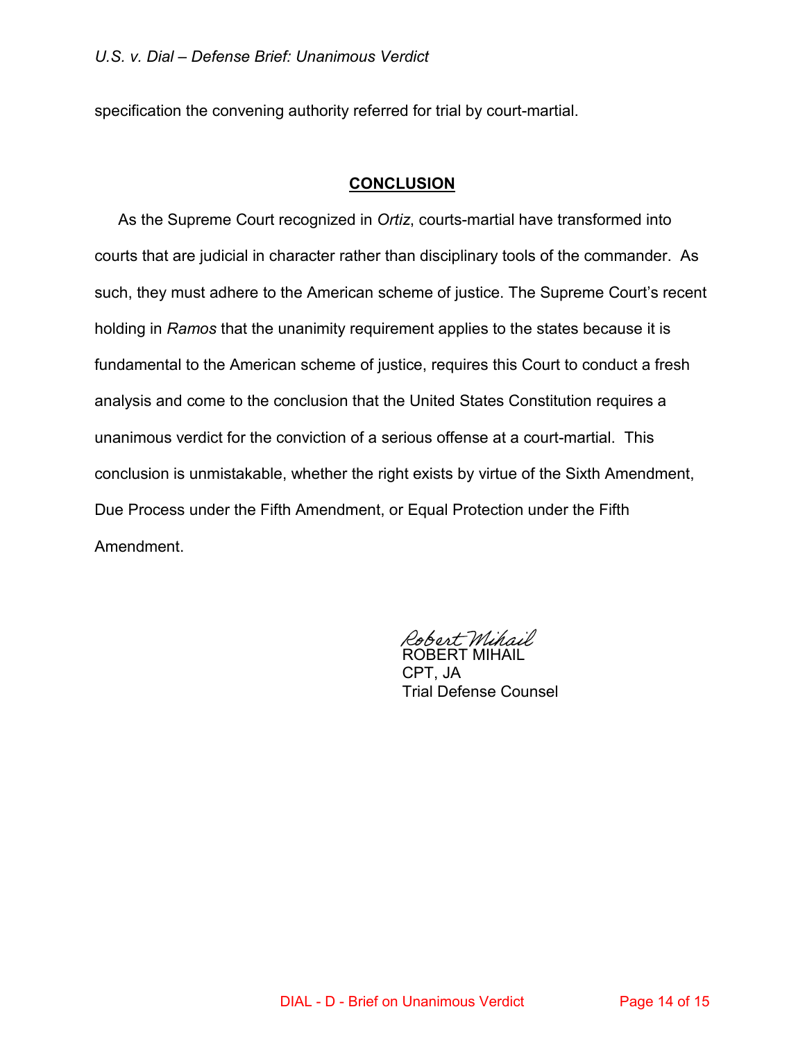specification the convening authority referred for trial by court-martial.

## CONCLUSION

As the Supreme Court recognized in *Ortiz*, courts-martial have transformed into courts that are judicial in character rather than disciplinary tools of the commander. As such, they must adhere to the American scheme of justice. The Supreme Court's recent holding in *Ramos* that the unanimity requirement applies to the states because it is fundamental to the American scheme of justice, requires this Court to conduct a fresh analysis and come to the conclusion that the United States Constitution requires a unanimous verdict for the conviction of a serious offense at a court-martial. This conclusion is unmistakable, whether the right exists by virtue of the Sixth Amendment, Due Process under the Fifth Amendment, or Equal Protection under the Fifth Amendment.

*Robert Mihail*
ROBERT MIHAIL
CPT, JA
Trial Defense Counsel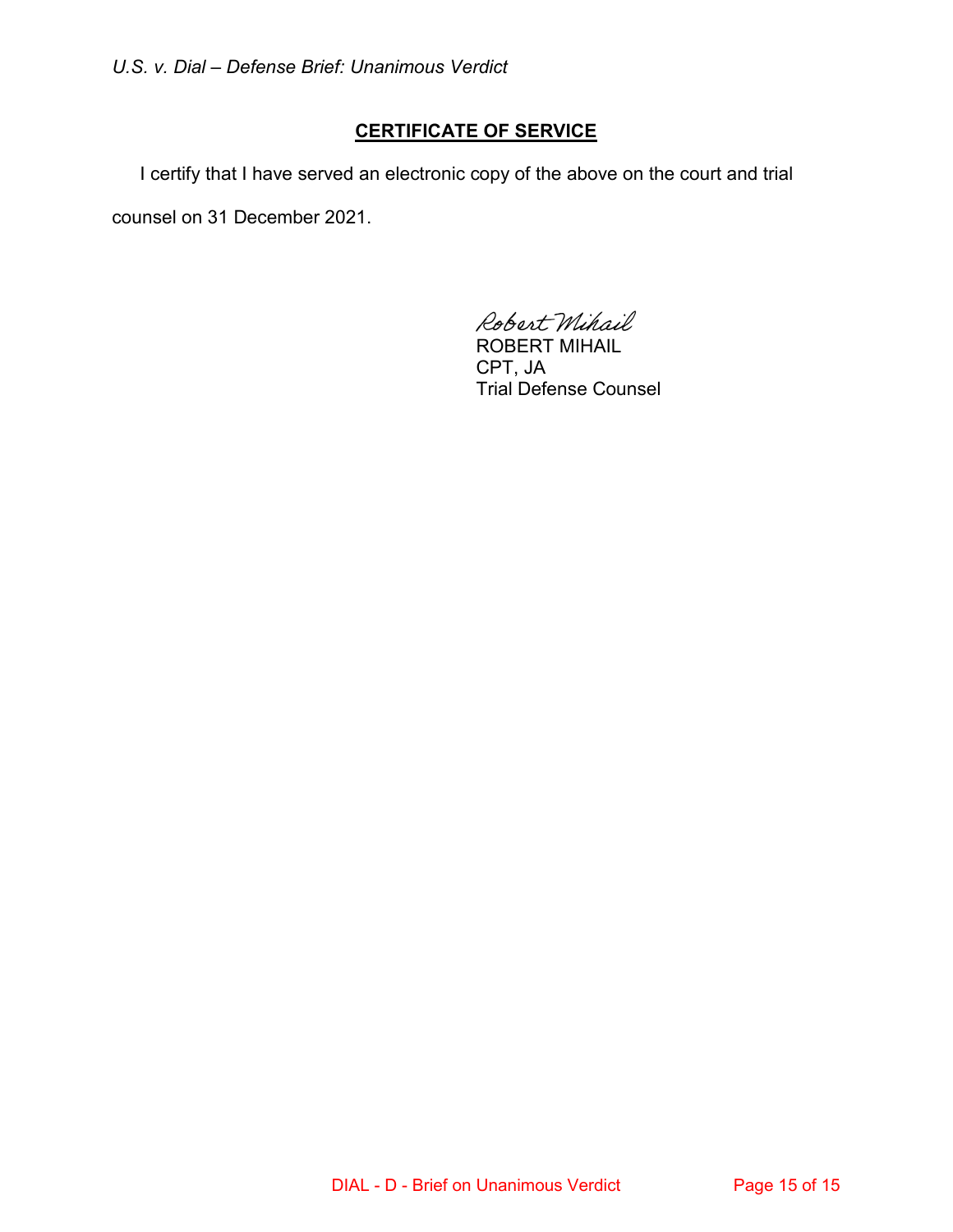## **CERTIFICATE OF SERVICE**

I certify that I have served an electronic copy of the above on the court and trial counsel on 31 December 2021.

Robert Mihail
ROBERT MIHAIL
CPT, JA
Trial Defense Counsel